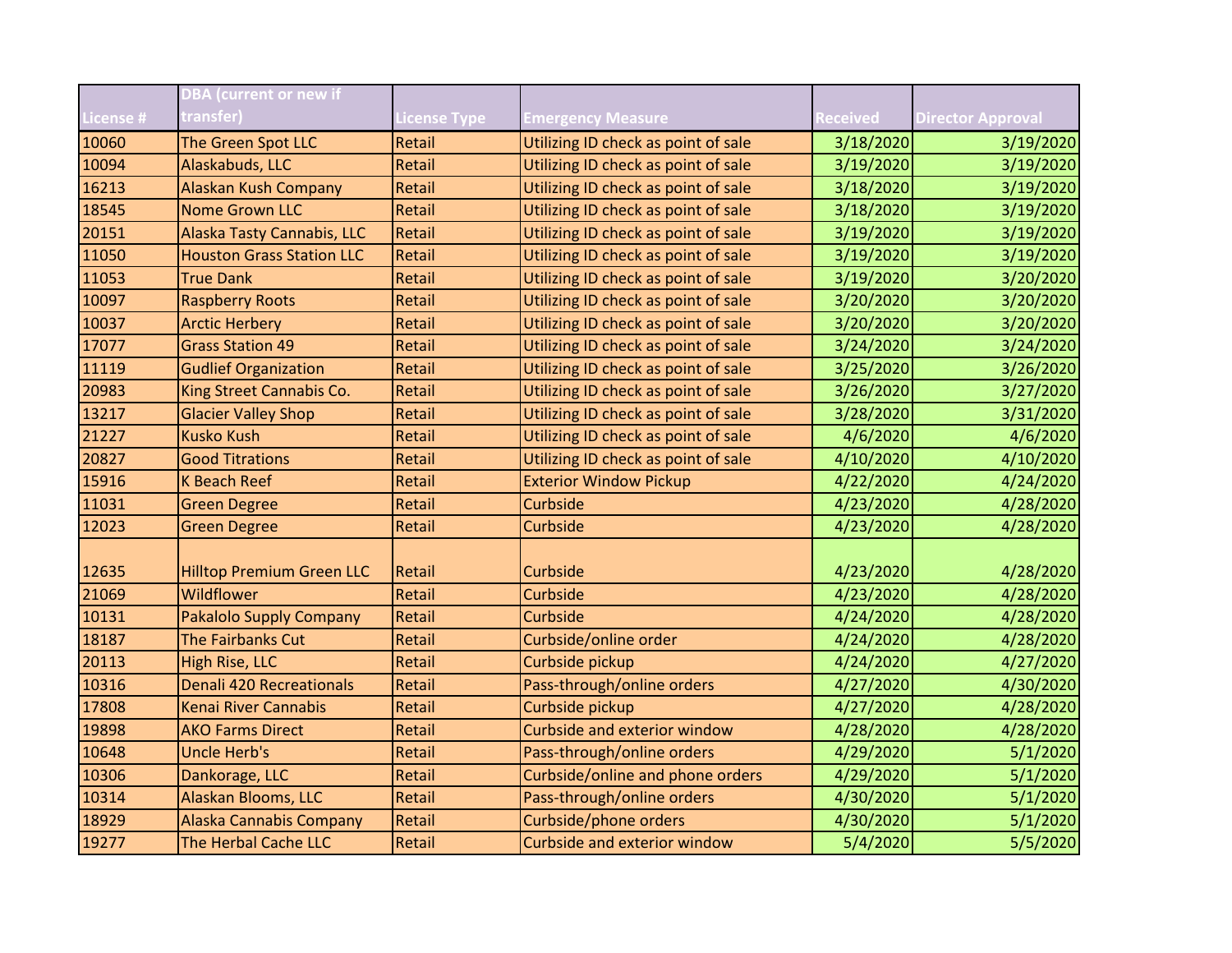| License # | DBA (current or new if transfer) | License Type | Emergency Measure | Received | Director Approval |
|---|---|---|---|---|---|
| 10060 | The Green Spot LLC | Retail | Utilizing ID check as point of sale | 3/18/2020 | 3/19/2020 |
| 10094 | Alaskabuds, LLC | Retail | Utilizing ID check as point of sale | 3/19/2020 | 3/19/2020 |
| 16213 | Alaskan Kush Company | Retail | Utilizing ID check as point of sale | 3/18/2020 | 3/19/2020 |
| 18545 | Nome Grown LLC | Retail | Utilizing ID check as point of sale | 3/18/2020 | 3/19/2020 |
| 20151 | Alaska Tasty Cannabis, LLC | Retail | Utilizing ID check as point of sale | 3/19/2020 | 3/19/2020 |
| 11050 | Houston Grass Station LLC | Retail | Utilizing ID check as point of sale | 3/19/2020 | 3/19/2020 |
| 11053 | True Dank | Retail | Utilizing ID check as point of sale | 3/19/2020 | 3/20/2020 |
| 10097 | Raspberry Roots | Retail | Utilizing ID check as point of sale | 3/20/2020 | 3/20/2020 |
| 10037 | Arctic Herbery | Retail | Utilizing ID check as point of sale | 3/20/2020 | 3/20/2020 |
| 17077 | Grass Station 49 | Retail | Utilizing ID check as point of sale | 3/24/2020 | 3/24/2020 |
| 11119 | Gudlief Organization | Retail | Utilizing ID check as point of sale | 3/25/2020 | 3/26/2020 |
| 20983 | King Street Cannabis Co. | Retail | Utilizing ID check as point of sale | 3/26/2020 | 3/27/2020 |
| 13217 | Glacier Valley Shop | Retail | Utilizing ID check as point of sale | 3/28/2020 | 3/31/2020 |
| 21227 | Kusko Kush | Retail | Utilizing ID check as point of sale | 4/6/2020 | 4/6/2020 |
| 20827 | Good Titrations | Retail | Utilizing ID check as point of sale | 4/10/2020 | 4/10/2020 |
| 15916 | K Beach Reef | Retail | Exterior Window Pickup | 4/22/2020 | 4/24/2020 |
| 11031 | Green Degree | Retail | Curbside | 4/23/2020 | 4/28/2020 |
| 12023 | Green Degree | Retail | Curbside | 4/23/2020 | 4/28/2020 |
| 12635 | Hilltop Premium Green LLC | Retail | Curbside | 4/23/2020 | 4/28/2020 |
| 21069 | Wildflower | Retail | Curbside | 4/23/2020 | 4/28/2020 |
| 10131 | Pakalolo Supply Company | Retail | Curbside | 4/24/2020 | 4/28/2020 |
| 18187 | The Fairbanks Cut | Retail | Curbside/online order | 4/24/2020 | 4/28/2020 |
| 20113 | High Rise, LLC | Retail | Curbside pickup | 4/24/2020 | 4/27/2020 |
| 10316 | Denali 420 Recreationals | Retail | Pass-through/online orders | 4/27/2020 | 4/30/2020 |
| 17808 | Kenai River Cannabis | Retail | Curbside pickup | 4/27/2020 | 4/28/2020 |
| 19898 | AKO Farms Direct | Retail | Curbside and exterior window | 4/28/2020 | 4/28/2020 |
| 10648 | Uncle Herb's | Retail | Pass-through/online orders | 4/29/2020 | 5/1/2020 |
| 10306 | Dankorage, LLC | Retail | Curbside/online and phone orders | 4/29/2020 | 5/1/2020 |
| 10314 | Alaskan Blooms, LLC | Retail | Pass-through/online orders | 4/30/2020 | 5/1/2020 |
| 18929 | Alaska Cannabis Company | Retail | Curbside/phone orders | 4/30/2020 | 5/1/2020 |
| 19277 | The Herbal Cache LLC | Retail | Curbside and exterior window | 5/4/2020 | 5/5/2020 |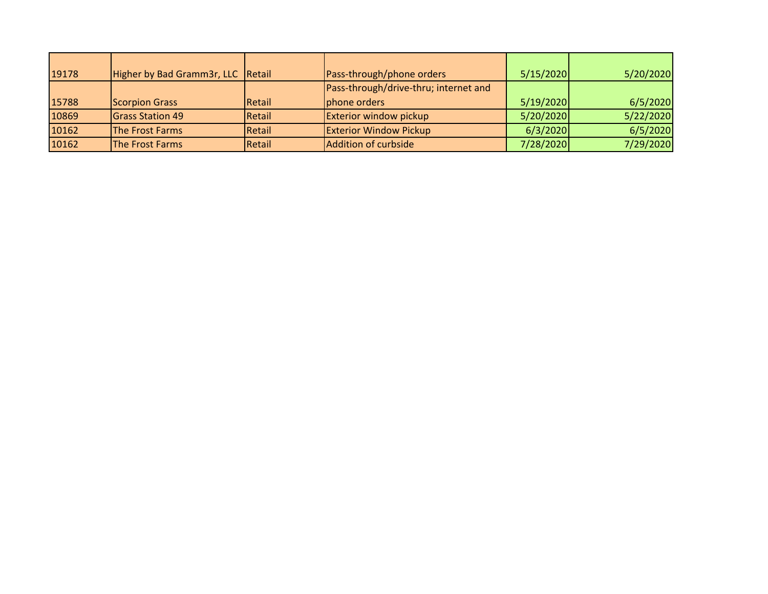| | | | | | |
|---|---|---|---|---|---|
| 19178 | Higher by Bad Gramm3r, LLC | Retail | Pass-through/phone orders | 5/15/2020 | 5/20/2020 |
| 15788 | Scorpion Grass | Retail | Pass-through/drive-thru; internet and phone orders | 5/19/2020 | 6/5/2020 |
| 10869 | Grass Station 49 | Retail | Exterior window pickup | 5/20/2020 | 5/22/2020 |
| 10162 | The Frost Farms | Retail | Exterior Window Pickup | 6/3/2020 | 6/5/2020 |
| 10162 | The Frost Farms | Retail | Addition of curbside | 7/28/2020 | 7/29/2020 |